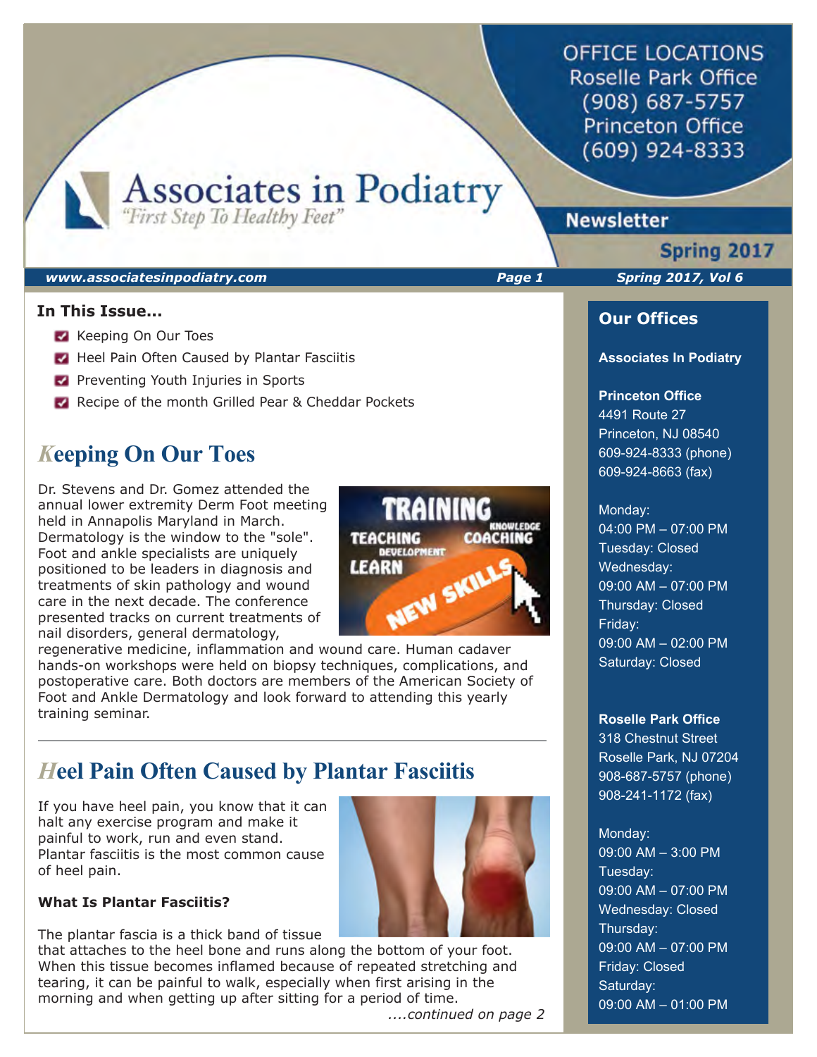OFFICE LOCATIONS
Roselle Park Office
(908) 687-5757
Princeton Office
(609) 924-8333

# Associates in Podiatry

*"First Step To Healthy Feet"*

**Newsletter**

**Spring 2017**

***www.associatesinpodiatry.com*** ***Spring 2017, Vol 6***

**In This Issue...**

- Keeping On Our Toes
- Heel Pain Often Caused by Plantar Fasciitis
- Preventing Youth Injuries in Sports
- Recipe of the month Grilled Pear & Cheddar Pockets

## Keeping On Our Toes

Dr. Stevens and Dr. Gomez attended the annual lower extremity Derm Foot meeting held in Annapolis Maryland in March. Dermatology is the window to the "sole". Foot and ankle specialists are uniquely positioned to be leaders in diagnosis and treatments of skin pathology and wound care in the next decade. The conference presented tracks on current treatments of nail disorders, general dermatology, regenerative medicine, inflammation and wound care. Human cadaver hands-on workshops were held on biopsy techniques, complications, and postoperative care. Both doctors are members of the American Society of Foot and Ankle Dermatology and look forward to attending this yearly training seminar.

---

## Heel Pain Often Caused by Plantar Fasciitis

If you have heel pain, you know that it can halt any exercise program and make it painful to work, run and even stand. Plantar fasciitis is the most common cause of heel pain.

**What Is Plantar Fasciitis?**

The plantar fascia is a thick band of tissue that attaches to the heel bone and runs along the bottom of your foot. When this tissue becomes inflamed because of repeated stretching and tearing, it can be painful to walk, especially when first arising in the morning and when getting up after sitting for a period of time.

*....continued on page 2*

### Our Offices

**Associates In Podiatry**

**Princeton Office**
4491 Route 27
Princeton, NJ 08540
609-924-8333 (phone)
609-924-8663 (fax)

Monday:
04:00 PM – 07:00 PM
Tuesday: Closed
Wednesday:
09:00 AM – 07:00 PM
Thursday: Closed
Friday:
09:00 AM – 02:00 PM
Saturday: Closed

**Roselle Park Office**
318 Chestnut Street
Roselle Park, NJ 07204
908-687-5757 (phone)
908-241-1172 (fax)

Monday:
09:00 AM – 3:00 PM
Tuesday:
09:00 AM – 07:00 PM
Wednesday: Closed
Thursday:
09:00 AM – 07:00 PM
Friday: Closed
Saturday:
09:00 AM – 01:00 PM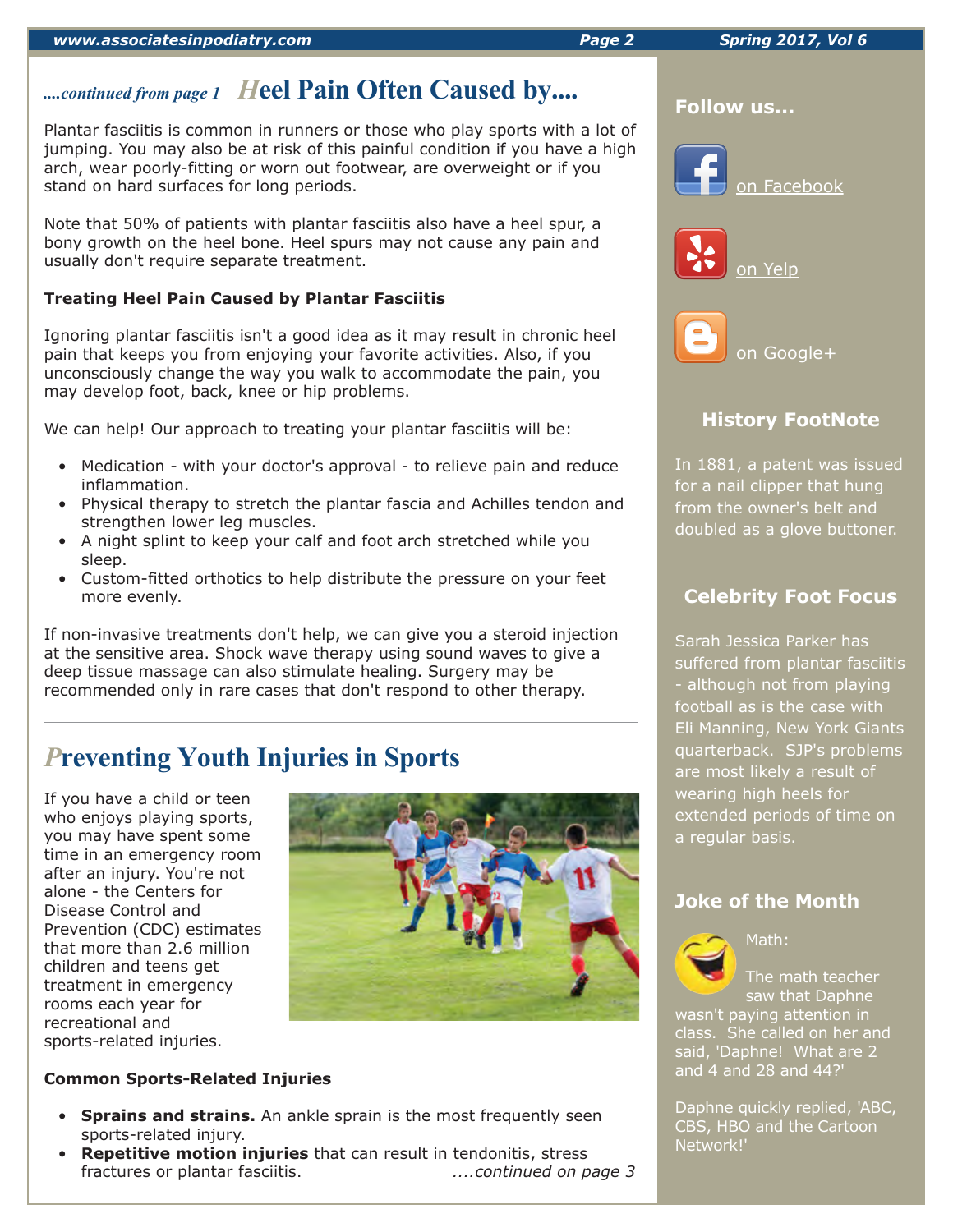## *....continued from page 1* Heel Pain Often Caused by....

Plantar fasciitis is common in runners or those who play sports with a lot of jumping. You may also be at risk of this painful condition if you have a high arch, wear poorly-fitting or worn out footwear, are overweight or if you stand on hard surfaces for long periods.

Note that 50% of patients with plantar fasciitis also have a heel spur, a bony growth on the heel bone. Heel spurs may not cause any pain and usually don't require separate treatment.

**Treating Heel Pain Caused by Plantar Fasciitis**

Ignoring plantar fasciitis isn't a good idea as it may result in chronic heel pain that keeps you from enjoying your favorite activities. Also, if you unconsciously change the way you walk to accommodate the pain, you may develop foot, back, knee or hip problems.

We can help! Our approach to treating your plantar fasciitis will be:

- Medication - with your doctor's approval - to relieve pain and reduce inflammation.
- Physical therapy to stretch the plantar fascia and Achilles tendon and strengthen lower leg muscles.
- A night splint to keep your calf and foot arch stretched while you sleep.
- Custom-fitted orthotics to help distribute the pressure on your feet more evenly.

If non-invasive treatments don't help, we can give you a steroid injection at the sensitive area. Shock wave therapy using sound waves to give a deep tissue massage can also stimulate healing. Surgery may be recommended only in rare cases that don't respond to other therapy.

---

## Preventing Youth Injuries in Sports

If you have a child or teen who enjoys playing sports, you may have spent some time in an emergency room after an injury. You're not alone - the Centers for Disease Control and Prevention (CDC) estimates that more than 2.6 million children and teens get treatment in emergency rooms each year for recreational and sports-related injuries.

**Common Sports-Related Injuries**

- **Sprains and strains.** An ankle sprain is the most frequently seen sports-related injury.
- **Repetitive motion injuries** that can result in tendonitis, stress fractures or plantar fasciitis.

*....continued on page 3*

### Follow us...

on Facebook

on Yelp

on Google+

### History FootNote

In 1881, a patent was issued for a nail clipper that hung from the owner's belt and doubled as a glove buttoner.

### Celebrity Foot Focus

Sarah Jessica Parker has suffered from plantar fasciitis - although not from playing football as is the case with Eli Manning, New York Giants quarterback. SJP's problems are most likely a result of wearing high heels for extended periods of time on a regular basis.

### Joke of the Month

Math:

The math teacher saw that Daphne wasn't paying attention in class. She called on her and said, 'Daphne! What are 2 and 4 and 28 and 44?'

Daphne quickly replied, 'ABC, CBS, HBO and the Cartoon Network!'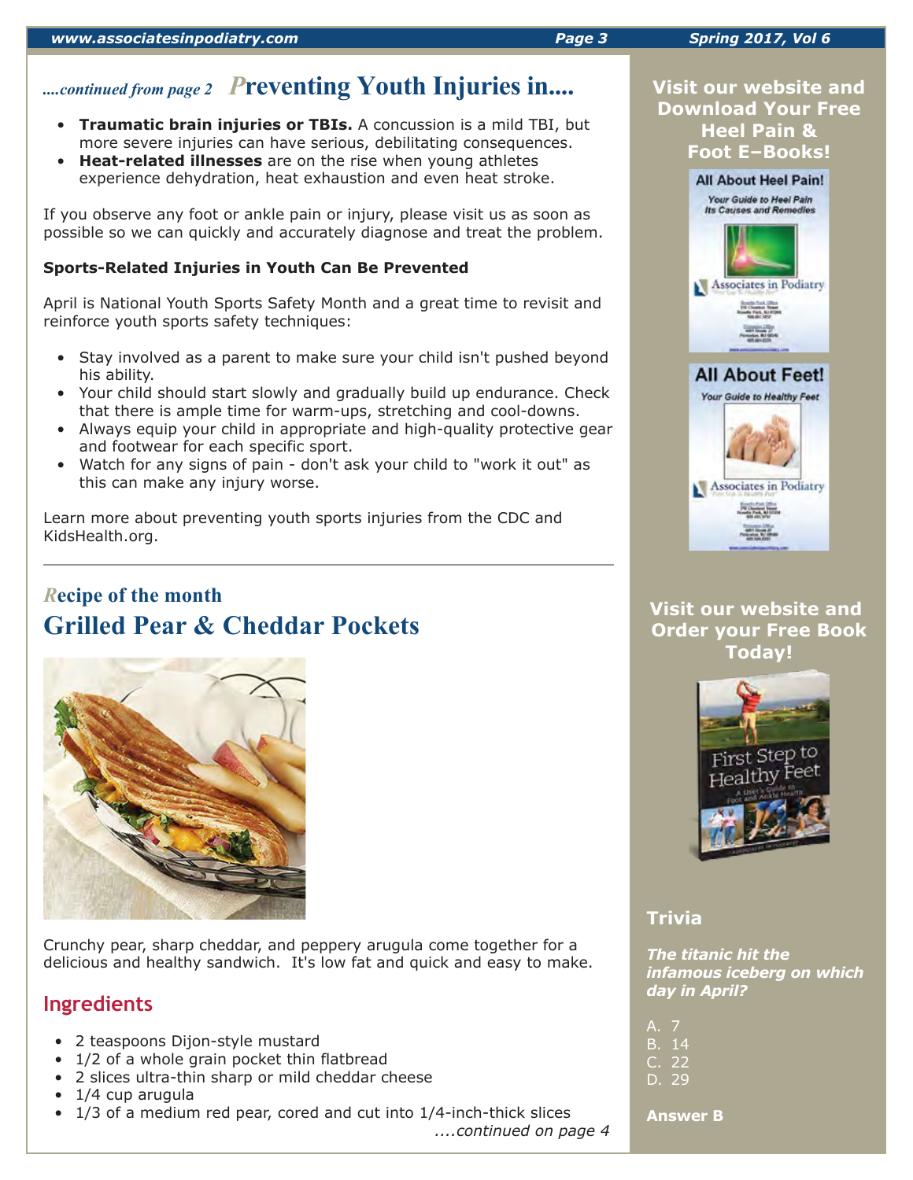*....continued from page 2* **Preventing Youth Injuries in....**

- **Traumatic brain injuries or TBIs.** A concussion is a mild TBI, but more severe injuries can have serious, debilitating consequences.
- **Heat-related illnesses** are on the rise when young athletes experience dehydration, heat exhaustion and even heat stroke.

If you observe any foot or ankle pain or injury, please visit us as soon as possible so we can quickly and accurately diagnose and treat the problem.

**Sports-Related Injuries in Youth Can Be Prevented**

April is National Youth Sports Safety Month and a great time to revisit and reinforce youth sports safety techniques:

- Stay involved as a parent to make sure your child isn't pushed beyond his ability.
- Your child should start slowly and gradually build up endurance. Check that there is ample time for warm-ups, stretching and cool-downs.
- Always equip your child in appropriate and high-quality protective gear and footwear for each specific sport.
- Watch for any signs of pain - don't ask your child to "work it out" as this can make any injury worse.

Learn more about preventing youth sports injuries from the CDC and KidsHealth.org.

---

## Recipe of the month

# Grilled Pear & Cheddar Pockets

Crunchy pear, sharp cheddar, and peppery arugula come together for a delicious and healthy sandwich. It's low fat and quick and easy to make.

## Ingredients

- 2 teaspoons Dijon-style mustard
- 1/2 of a whole grain pocket thin flatbread
- 2 slices ultra-thin sharp or mild cheddar cheese
- 1/4 cup arugula
- 1/3 of a medium red pear, cored and cut into 1/4-inch-thick slices

*....continued on page 4*

**Visit our website and Download Your Free Heel Pain & Foot E–Books!**

**Visit our website and Order your Free Book Today!**

## Trivia

***The titanic hit the infamous iceberg on which day in April?***

A. 7
B. 14
C. 22
D. 29

**Answer B**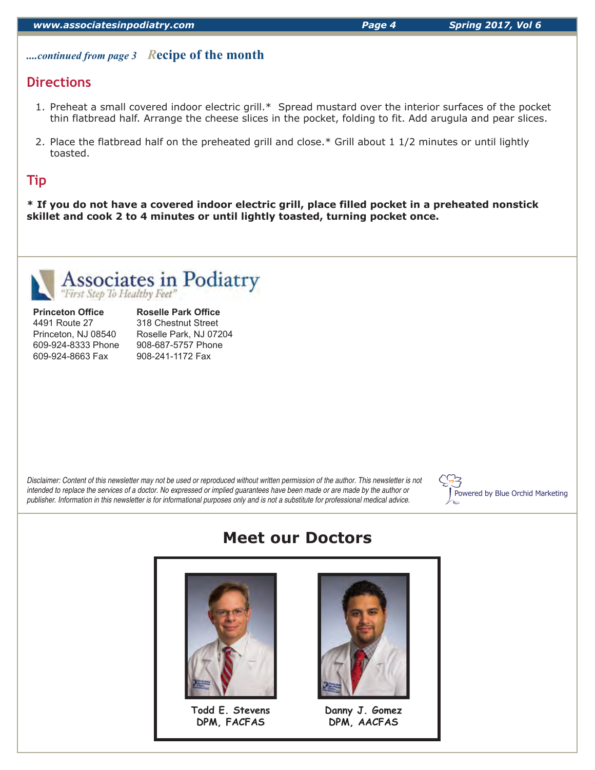*....continued from page 3* **Recipe of the month**

## Directions

1. Preheat a small covered indoor electric grill.* Spread mustard over the interior surfaces of the pocket thin flatbread half. Arrange the cheese slices in the pocket, folding to fit. Add arugula and pear slices.

2. Place the flatbread half on the preheated grill and close.* Grill about 1 1/2 minutes or until lightly toasted.

## Tip

**\* If you do not have a covered indoor electric grill, place filled pocket in a preheated nonstick skillet and cook 2 to 4 minutes or until lightly toasted, turning pocket once.**

## Associates in Podiatry

*"First Step To Healthy Feet"*

**Princeton Office**
4491 Route 27
Princeton, NJ 08540
609-924-8333 Phone
609-924-8663 Fax

**Roselle Park Office**
318 Chestnut Street
Roselle Park, NJ 07204
908-687-5757 Phone
908-241-1172 Fax

*Disclaimer: Content of this newsletter may not be used or reproduced without written permission of the author. This newsletter is not intended to replace the services of a doctor. No expressed or implied guarantees have been made or are made by the author or publisher. Information in this newsletter is for informational purposes only and is not a substitute for professional medical advice.*

Powered by Blue Orchid Marketing

## Meet our Doctors

**Todd E. Stevens**
**DPM, FACFAS**

**Danny J. Gomez**
**DPM, AACFAS**